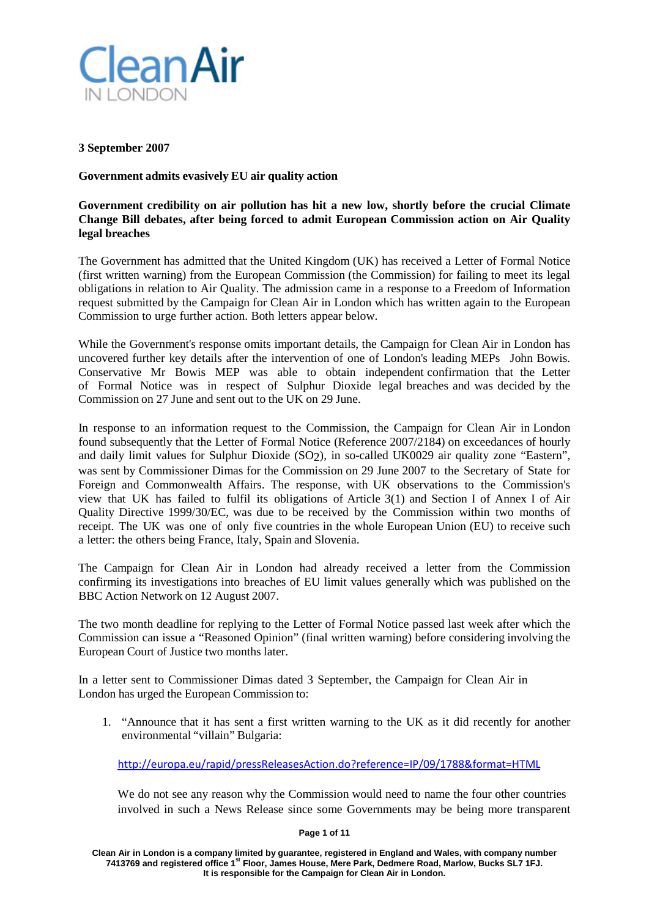# Clean Air
IN LONDON

**3 September 2007**

**Government admits evasively EU air quality action**

**Government credibility on air pollution has hit a new low, shortly before the crucial Climate Change Bill debates, after being forced to admit European Commission action on Air Quality legal breaches**

The Government has admitted that the United Kingdom (UK) has received a Letter of Formal Notice (first written warning) from the European Commission (the Commission) for failing to meet its legal obligations in relation to Air Quality. The admission came in a response to a Freedom of Information request submitted by the Campaign for Clean Air in London which has written again to the European Commission to urge further action. Both letters appear below.

While the Government's response omits important details, the Campaign for Clean Air in London has uncovered further key details after the intervention of one of London's leading MEPs John Bowis. Conservative Mr Bowis MEP was able to obtain independent confirmation that the Letter of Formal Notice was in respect of Sulphur Dioxide legal breaches and was decided by the Commission on 27 June and sent out to the UK on 29 June.

In response to an information request to the Commission, the Campaign for Clean Air in London found subsequently that the Letter of Formal Notice (Reference 2007/2184) on exceedances of hourly and daily limit values for Sulphur Dioxide ($SO_2$), in so-called UK0029 air quality zone "Eastern", was sent by Commissioner Dimas for the Commission on 29 June 2007 to the Secretary of State for Foreign and Commonwealth Affairs. The response, with UK observations to the Commission's view that UK has failed to fulfil its obligations of Article 3(1) and Section I of Annex I of Air Quality Directive 1999/30/EC, was due to be received by the Commission within two months of receipt. The UK was one of only five countries in the whole European Union (EU) to receive such a letter: the others being France, Italy, Spain and Slovenia.

The Campaign for Clean Air in London had already received a letter from the Commission confirming its investigations into breaches of EU limit values generally which was published on the BBC Action Network on 12 August 2007.

The two month deadline for replying to the Letter of Formal Notice passed last week after which the Commission can issue a "Reasoned Opinion" (final written warning) before considering involving the European Court of Justice two months later.

In a letter sent to Commissioner Dimas dated 3 September, the Campaign for Clean Air in London has urged the European Commission to:

1. "Announce that it has sent a first written warning to the UK as it did recently for another environmental "villain" Bulgaria:

   http://europa.eu/rapid/pressReleasesAction.do?reference=IP/09/1788&format=HTML

   We do not see any reason why the Commission would need to name the four other countries involved in such a News Release since some Governments may be being more transparent

Clean Air in London is a company limited by guarantee, registered in England and Wales, with company number 7413769 and registered office 1st Floor, James House, Mere Park, Dedmere Road, Marlow, Bucks SL7 1FJ. It is responsible for the Campaign for Clean Air in London.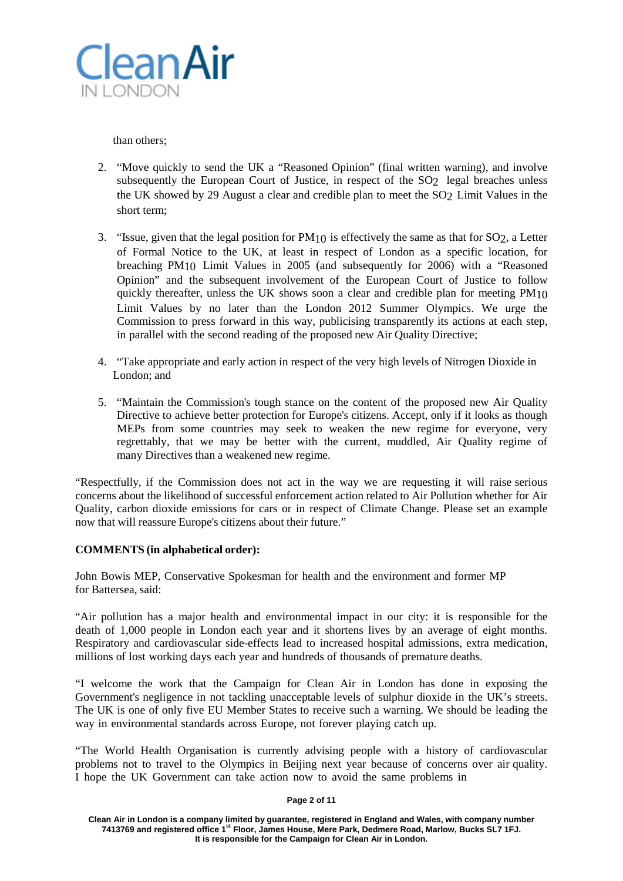than others;

2. "Move quickly to send the UK a "Reasoned Opinion" (final written warning), and involve subsequently the European Court of Justice, in respect of the $SO_2$ legal breaches unless the UK showed by 29 August a clear and credible plan to meet the $SO_2$ Limit Values in the short term;

3. "Issue, given that the legal position for $PM_{10}$ is effectively the same as that for $SO_2$, a Letter of Formal Notice to the UK, at least in respect of London as a specific location, for breaching $PM_{10}$ Limit Values in 2005 (and subsequently for 2006) with a "Reasoned Opinion" and the subsequent involvement of the European Court of Justice to follow quickly thereafter, unless the UK shows soon a clear and credible plan for meeting $PM_{10}$ Limit Values by no later than the London 2012 Summer Olympics. We urge the Commission to press forward in this way, publicising transparently its actions at each step, in parallel with the second reading of the proposed new Air Quality Directive;

4. "Take appropriate and early action in respect of the very high levels of Nitrogen Dioxide in London; and

5. "Maintain the Commission's tough stance on the content of the proposed new Air Quality Directive to achieve better protection for Europe's citizens. Accept, only if it looks as though MEPs from some countries may seek to weaken the new regime for everyone, very regrettably, that we may be better with the current, muddled, Air Quality regime of many Directives than a weakened new regime.

"Respectfully, if the Commission does not act in the way we are requesting it will raise serious concerns about the likelihood of successful enforcement action related to Air Pollution whether for Air Quality, carbon dioxide emissions for cars or in respect of Climate Change. Please set an example now that will reassure Europe's citizens about their future."

**COMMENTS (in alphabetical order):**

John Bowis MEP, Conservative Spokesman for health and the environment and former MP for Battersea, said:

"Air pollution has a major health and environmental impact in our city: it is responsible for the death of 1,000 people in London each year and it shortens lives by an average of eight months. Respiratory and cardiovascular side-effects lead to increased hospital admissions, extra medication, millions of lost working days each year and hundreds of thousands of premature deaths.

"I welcome the work that the Campaign for Clean Air in London has done in exposing the Government's negligence in not tackling unacceptable levels of sulphur dioxide in the UK's streets. The UK is one of only five EU Member States to receive such a warning. We should be leading the way in environmental standards across Europe, not forever playing catch up.

"The World Health Organisation is currently advising people with a history of cardiovascular problems not to travel to the Olympics in Beijing next year because of concerns over air quality. I hope the UK Government can take action now to avoid the same problems in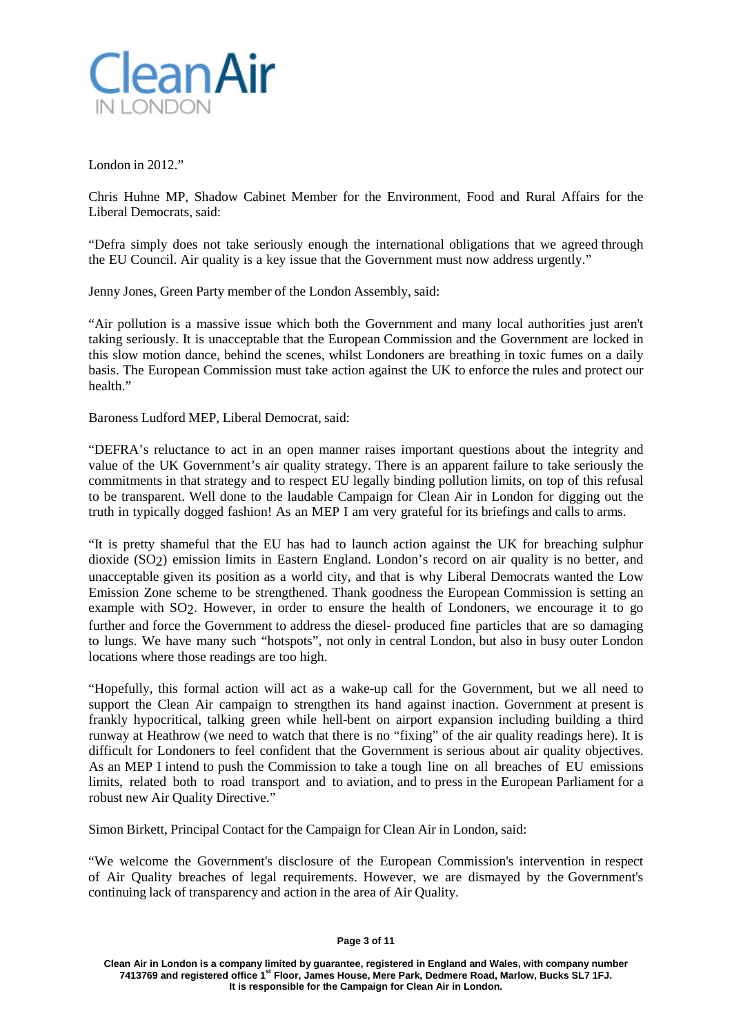London in 2012."

Chris Huhne MP, Shadow Cabinet Member for the Environment, Food and Rural Affairs for the Liberal Democrats, said:

"Defra simply does not take seriously enough the international obligations that we agreed through the EU Council. Air quality is a key issue that the Government must now address urgently."

Jenny Jones, Green Party member of the London Assembly, said:

"Air pollution is a massive issue which both the Government and many local authorities just aren't taking seriously. It is unacceptable that the European Commission and the Government are locked in this slow motion dance, behind the scenes, whilst Londoners are breathing in toxic fumes on a daily basis. The European Commission must take action against the UK to enforce the rules and protect our health."

Baroness Ludford MEP, Liberal Democrat, said:

"DEFRA's reluctance to act in an open manner raises important questions about the integrity and value of the UK Government's air quality strategy. There is an apparent failure to take seriously the commitments in that strategy and to respect EU legally binding pollution limits, on top of this refusal to be transparent. Well done to the laudable Campaign for Clean Air in London for digging out the truth in typically dogged fashion! As an MEP I am very grateful for its briefings and calls to arms.

"It is pretty shameful that the EU has had to launch action against the UK for breaching sulphur dioxide ($SO_2$) emission limits in Eastern England. London's record on air quality is no better, and unacceptable given its position as a world city, and that is why Liberal Democrats wanted the Low Emission Zone scheme to be strengthened. Thank goodness the European Commission is setting an example with $SO_2$. However, in order to ensure the health of Londoners, we encourage it to go further and force the Government to address the diesel- produced fine particles that are so damaging to lungs. We have many such "hotspots", not only in central London, but also in busy outer London locations where those readings are too high.

"Hopefully, this formal action will act as a wake-up call for the Government, but we all need to support the Clean Air campaign to strengthen its hand against inaction. Government at present is frankly hypocritical, talking green while hell-bent on airport expansion including building a third runway at Heathrow (we need to watch that there is no "fixing" of the air quality readings here). It is difficult for Londoners to feel confident that the Government is serious about air quality objectives. As an MEP I intend to push the Commission to take a tough line on all breaches of EU emissions limits, related both to road transport and to aviation, and to press in the European Parliament for a robust new Air Quality Directive."

Simon Birkett, Principal Contact for the Campaign for Clean Air in London, said:

"We welcome the Government's disclosure of the European Commission's intervention in respect of Air Quality breaches of legal requirements. However, we are dismayed by the Government's continuing lack of transparency and action in the area of Air Quality.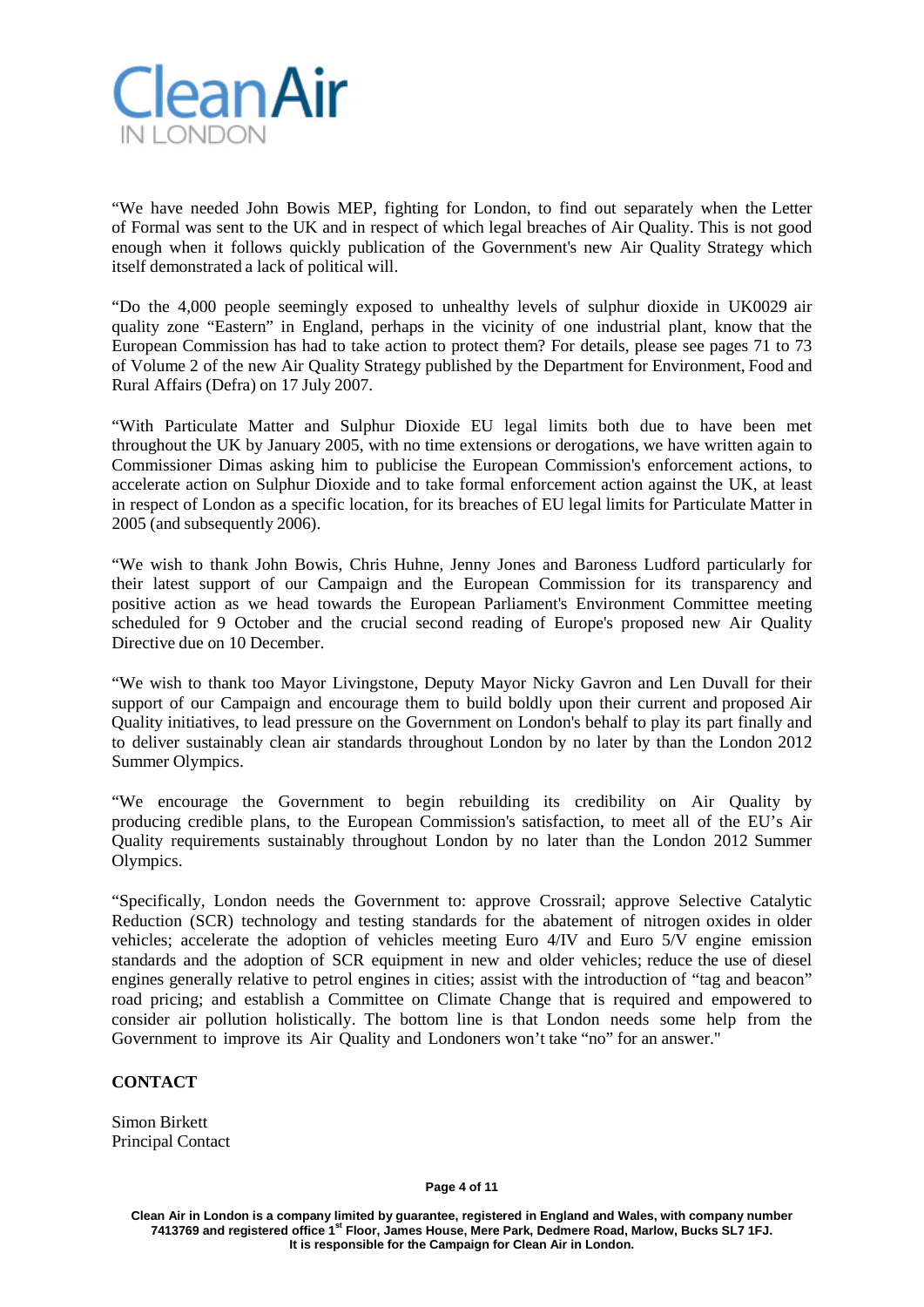"We have needed John Bowis MEP, fighting for London, to find out separately when the Letter of Formal was sent to the UK and in respect of which legal breaches of Air Quality. This is not good enough when it follows quickly publication of the Government's new Air Quality Strategy which itself demonstrated a lack of political will.

"Do the 4,000 people seemingly exposed to unhealthy levels of sulphur dioxide in UK0029 air quality zone "Eastern" in England, perhaps in the vicinity of one industrial plant, know that the European Commission has had to take action to protect them? For details, please see pages 71 to 73 of Volume 2 of the new Air Quality Strategy published by the Department for Environment, Food and Rural Affairs (Defra) on 17 July 2007.

"With Particulate Matter and Sulphur Dioxide EU legal limits both due to have been met throughout the UK by January 2005, with no time extensions or derogations, we have written again to Commissioner Dimas asking him to publicise the European Commission's enforcement actions, to accelerate action on Sulphur Dioxide and to take formal enforcement action against the UK, at least in respect of London as a specific location, for its breaches of EU legal limits for Particulate Matter in 2005 (and subsequently 2006).

"We wish to thank John Bowis, Chris Huhne, Jenny Jones and Baroness Ludford particularly for their latest support of our Campaign and the European Commission for its transparency and positive action as we head towards the European Parliament's Environment Committee meeting scheduled for 9 October and the crucial second reading of Europe's proposed new Air Quality Directive due on 10 December.

"We wish to thank too Mayor Livingstone, Deputy Mayor Nicky Gavron and Len Duvall for their support of our Campaign and encourage them to build boldly upon their current and proposed Air Quality initiatives, to lead pressure on the Government on London's behalf to play its part finally and to deliver sustainably clean air standards throughout London by no later by than the London 2012 Summer Olympics.

"We encourage the Government to begin rebuilding its credibility on Air Quality by producing credible plans, to the European Commission's satisfaction, to meet all of the EU's Air Quality requirements sustainably throughout London by no later than the London 2012 Summer Olympics.

"Specifically, London needs the Government to: approve Crossrail; approve Selective Catalytic Reduction (SCR) technology and testing standards for the abatement of nitrogen oxides in older vehicles; accelerate the adoption of vehicles meeting Euro 4/IV and Euro 5/V engine emission standards and the adoption of SCR equipment in new and older vehicles; reduce the use of diesel engines generally relative to petrol engines in cities; assist with the introduction of "tag and beacon" road pricing; and establish a Committee on Climate Change that is required and empowered to consider air pollution holistically. The bottom line is that London needs some help from the Government to improve its Air Quality and Londoners won't take "no" for an answer."

**CONTACT**

Simon Birkett
Principal Contact

**Clean Air in London is a company limited by guarantee, registered in England and Wales, with company number 7413769 and registered office 1st Floor, James House, Mere Park, Dedmere Road, Marlow, Bucks SL7 1FJ. It is responsible for the Campaign for Clean Air in London.**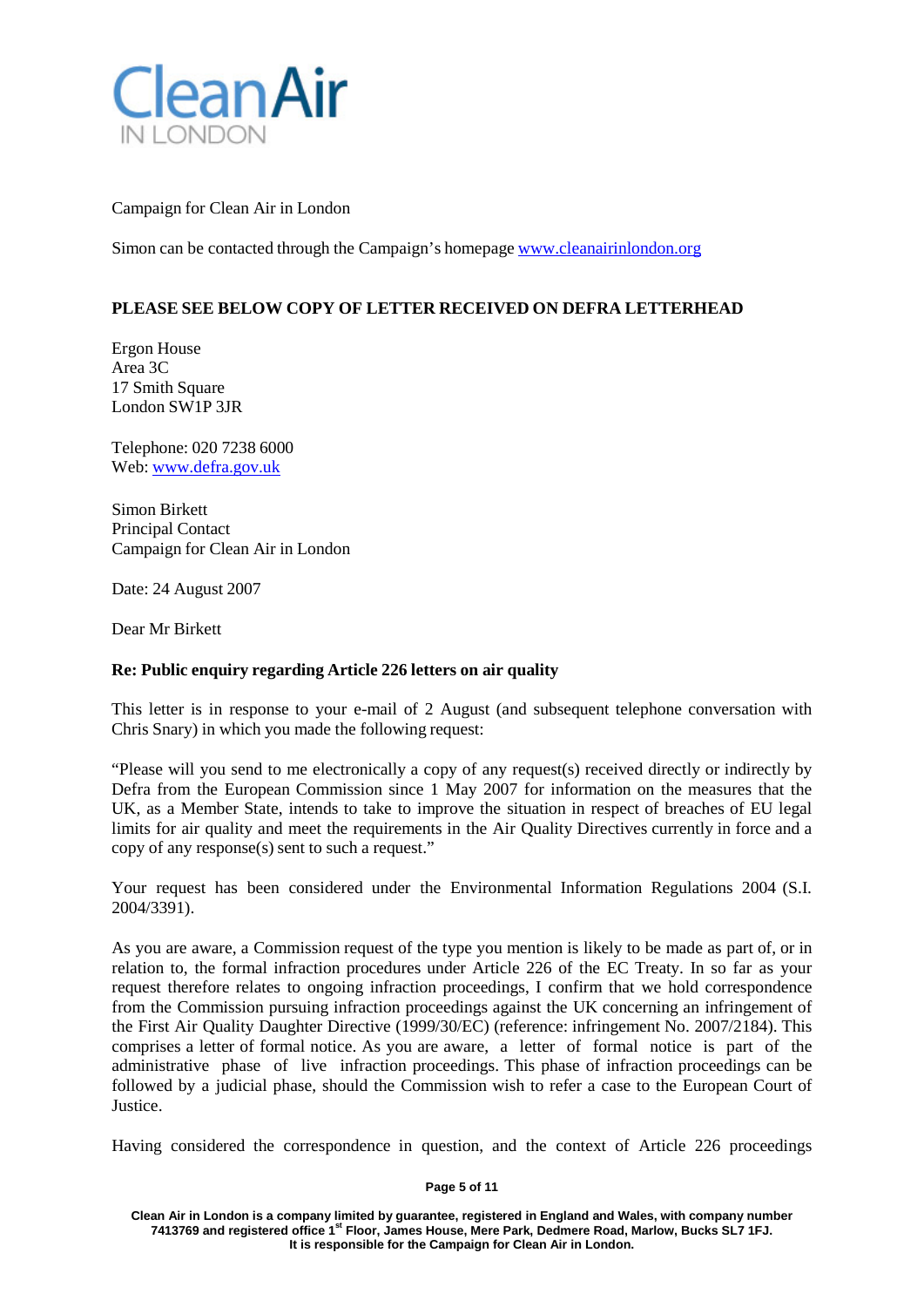Campaign for Clean Air in London

Simon can be contacted through the Campaign's homepage www.cleanairinlondon.org

**PLEASE SEE BELOW COPY OF LETTER RECEIVED ON DEFRA LETTERHEAD**

Ergon House
Area 3C
17 Smith Square
London SW1P 3JR

Telephone: 020 7238 6000
Web: www.defra.gov.uk

Simon Birkett
Principal Contact
Campaign for Clean Air in London

Date: 24 August 2007

Dear Mr Birkett

**Re: Public enquiry regarding Article 226 letters on air quality**

This letter is in response to your e-mail of 2 August (and subsequent telephone conversation with Chris Snary) in which you made the following request:

"Please will you send to me electronically a copy of any request(s) received directly or indirectly by Defra from the European Commission since 1 May 2007 for information on the measures that the UK, as a Member State, intends to take to improve the situation in respect of breaches of EU legal limits for air quality and meet the requirements in the Air Quality Directives currently in force and a copy of any response(s) sent to such a request."

Your request has been considered under the Environmental Information Regulations 2004 (S.I. 2004/3391).

As you are aware, a Commission request of the type you mention is likely to be made as part of, or in relation to, the formal infraction procedures under Article 226 of the EC Treaty. In so far as your request therefore relates to ongoing infraction proceedings, I confirm that we hold correspondence from the Commission pursuing infraction proceedings against the UK concerning an infringement of the First Air Quality Daughter Directive (1999/30/EC) (reference: infringement No. 2007/2184). This comprises a letter of formal notice. As you are aware, a letter of formal notice is part of the administrative phase of live infraction proceedings. This phase of infraction proceedings can be followed by a judicial phase, should the Commission wish to refer a case to the European Court of Justice.

Having considered the correspondence in question, and the context of Article 226 proceedings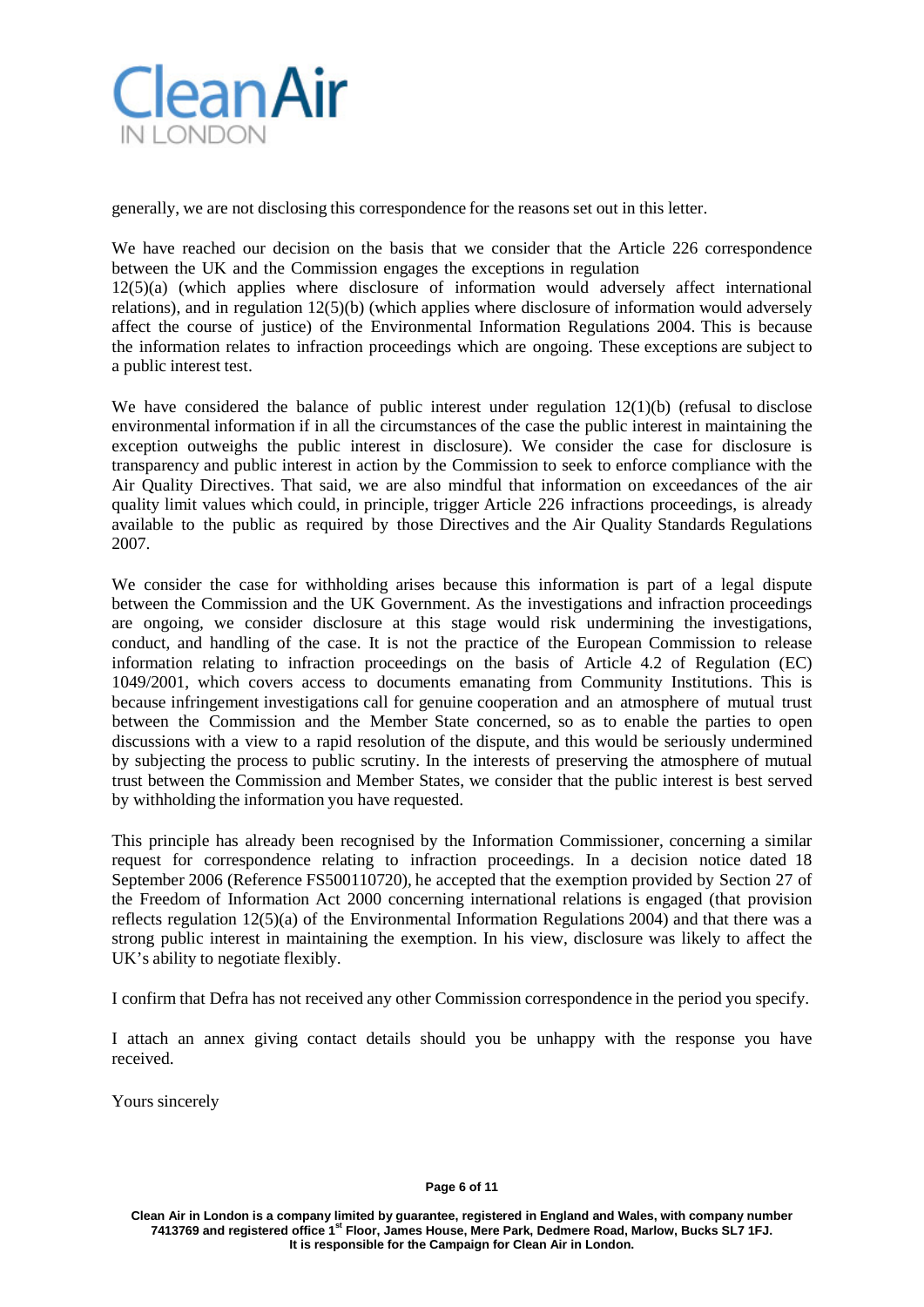generally, we are not disclosing this correspondence for the reasons set out in this letter.

We have reached our decision on the basis that we consider that the Article 226 correspondence between the UK and the Commission engages the exceptions in regulation 12(5)(a) (which applies where disclosure of information would adversely affect international relations), and in regulation 12(5)(b) (which applies where disclosure of information would adversely affect the course of justice) of the Environmental Information Regulations 2004. This is because the information relates to infraction proceedings which are ongoing. These exceptions are subject to a public interest test.

We have considered the balance of public interest under regulation 12(1)(b) (refusal to disclose environmental information if in all the circumstances of the case the public interest in maintaining the exception outweighs the public interest in disclosure). We consider the case for disclosure is transparency and public interest in action by the Commission to seek to enforce compliance with the Air Quality Directives. That said, we are also mindful that information on exceedances of the air quality limit values which could, in principle, trigger Article 226 infractions proceedings, is already available to the public as required by those Directives and the Air Quality Standards Regulations 2007.

We consider the case for withholding arises because this information is part of a legal dispute between the Commission and the UK Government. As the investigations and infraction proceedings are ongoing, we consider disclosure at this stage would risk undermining the investigations, conduct, and handling of the case. It is not the practice of the European Commission to release information relating to infraction proceedings on the basis of Article 4.2 of Regulation (EC) 1049/2001, which covers access to documents emanating from Community Institutions. This is because infringement investigations call for genuine cooperation and an atmosphere of mutual trust between the Commission and the Member State concerned, so as to enable the parties to open discussions with a view to a rapid resolution of the dispute, and this would be seriously undermined by subjecting the process to public scrutiny. In the interests of preserving the atmosphere of mutual trust between the Commission and Member States, we consider that the public interest is best served by withholding the information you have requested.

This principle has already been recognised by the Information Commissioner, concerning a similar request for correspondence relating to infraction proceedings. In a decision notice dated 18 September 2006 (Reference FS500110720), he accepted that the exemption provided by Section 27 of the Freedom of Information Act 2000 concerning international relations is engaged (that provision reflects regulation 12(5)(a) of the Environmental Information Regulations 2004) and that there was a strong public interest in maintaining the exemption. In his view, disclosure was likely to affect the UK's ability to negotiate flexibly.

I confirm that Defra has not received any other Commission correspondence in the period you specify.

I attach an annex giving contact details should you be unhappy with the response you have received.

Yours sincerely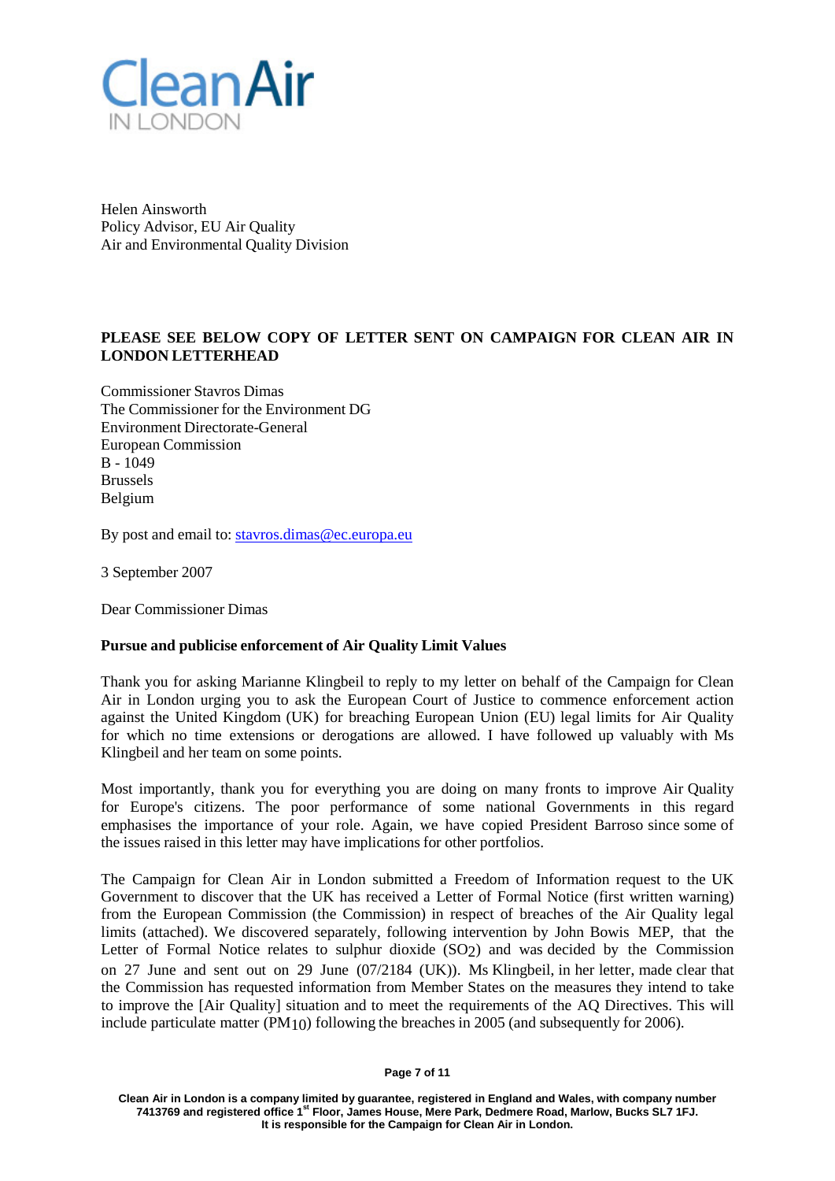**Clean Air**
IN LONDON

Helen Ainsworth
Policy Advisor, EU Air Quality
Air and Environmental Quality Division

**PLEASE SEE BELOW COPY OF LETTER SENT ON CAMPAIGN FOR CLEAN AIR IN LONDON LETTERHEAD**

Commissioner Stavros Dimas
The Commissioner for the Environment DG
Environment Directorate-General
European Commission
B - 1049
Brussels
Belgium

By post and email to: stavros.dimas@ec.europa.eu

3 September 2007

Dear Commissioner Dimas

**Pursue and publicise enforcement of Air Quality Limit Values**

Thank you for asking Marianne Klingbeil to reply to my letter on behalf of the Campaign for Clean Air in London urging you to ask the European Court of Justice to commence enforcement action against the United Kingdom (UK) for breaching European Union (EU) legal limits for Air Quality for which no time extensions or derogations are allowed. I have followed up valuably with Ms Klingbeil and her team on some points.

Most importantly, thank you for everything you are doing on many fronts to improve Air Quality for Europe's citizens. The poor performance of some national Governments in this regard emphasises the importance of your role. Again, we have copied President Barroso since some of the issues raised in this letter may have implications for other portfolios.

The Campaign for Clean Air in London submitted a Freedom of Information request to the UK Government to discover that the UK has received a Letter of Formal Notice (first written warning) from the European Commission (the Commission) in respect of breaches of the Air Quality legal limits (attached). We discovered separately, following intervention by John Bowis MEP, that the Letter of Formal Notice relates to sulphur dioxide ($SO_2$) and was decided by the Commission on 27 June and sent out on 29 June (07/2184 (UK)). Ms Klingbeil, in her letter, made clear that the Commission has requested information from Member States on the measures they intend to take to improve the [Air Quality] situation and to meet the requirements of the AQ Directives. This will include particulate matter ($PM_{10}$) following the breaches in 2005 (and subsequently for 2006).

**Clean Air in London is a company limited by guarantee, registered in England and Wales, with company number 7413769 and registered office 1st Floor, James House, Mere Park, Dedmere Road, Marlow, Bucks SL7 1FJ. It is responsible for the Campaign for Clean Air in London.**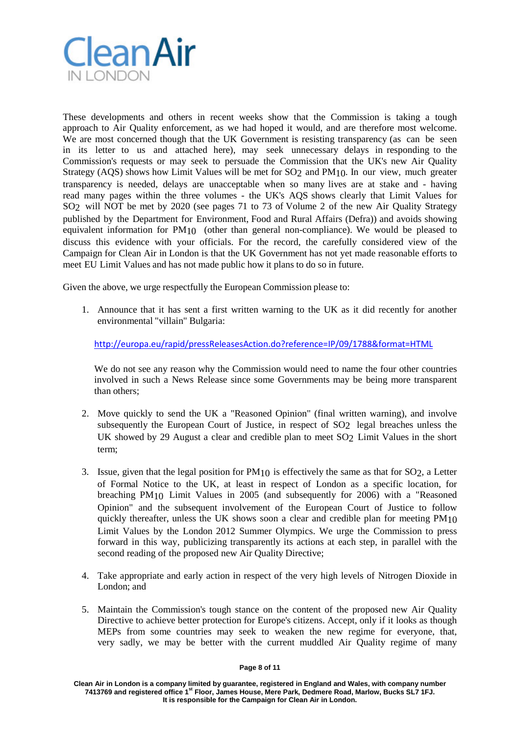These developments and others in recent weeks show that the Commission is taking a tough approach to Air Quality enforcement, as we had hoped it would, and are therefore most welcome. We are most concerned though that the UK Government is resisting transparency (as can be seen in its letter to us and attached here), may seek unnecessary delays in responding to the Commission's requests or may seek to persuade the Commission that the UK's new Air Quality Strategy (AQS) shows how Limit Values will be met for $SO_2$ and $PM_{10}$. In our view, much greater transparency is needed, delays are unacceptable when so many lives are at stake and - having read many pages within the three volumes - the UK's AQS shows clearly that Limit Values for $SO_2$ will NOT be met by 2020 (see pages 71 to 73 of Volume 2 of the new Air Quality Strategy published by the Department for Environment, Food and Rural Affairs (Defra)) and avoids showing equivalent information for $PM_{10}$ (other than general non-compliance). We would be pleased to discuss this evidence with your officials. For the record, the carefully considered view of the Campaign for Clean Air in London is that the UK Government has not yet made reasonable efforts to meet EU Limit Values and has not made public how it plans to do so in future.

Given the above, we urge respectfully the European Commission please to:

1. Announce that it has sent a first written warning to the UK as it did recently for another environmental "villain" Bulgaria:

   http://europa.eu/rapid/pressReleasesAction.do?reference=IP/09/1788&format=HTML

   We do not see any reason why the Commission would need to name the four other countries involved in such a News Release since some Governments may be being more transparent than others;

2. Move quickly to send the UK a "Reasoned Opinion" (final written warning), and involve subsequently the European Court of Justice, in respect of $SO_2$ legal breaches unless the UK showed by 29 August a clear and credible plan to meet $SO_2$ Limit Values in the short term;

3. Issue, given that the legal position for $PM_{10}$ is effectively the same as that for $SO_2$, a Letter of Formal Notice to the UK, at least in respect of London as a specific location, for breaching $PM_{10}$ Limit Values in 2005 (and subsequently for 2006) with a "Reasoned Opinion" and the subsequent involvement of the European Court of Justice to follow quickly thereafter, unless the UK shows soon a clear and credible plan for meeting $PM_{10}$ Limit Values by the London 2012 Summer Olympics. We urge the Commission to press forward in this way, publicizing transparently its actions at each step, in parallel with the second reading of the proposed new Air Quality Directive;

4. Take appropriate and early action in respect of the very high levels of Nitrogen Dioxide in London; and

5. Maintain the Commission's tough stance on the content of the proposed new Air Quality Directive to achieve better protection for Europe's citizens. Accept, only if it looks as though MEPs from some countries may seek to weaken the new regime for everyone, that, very sadly, we may be better with the current muddled Air Quality regime of many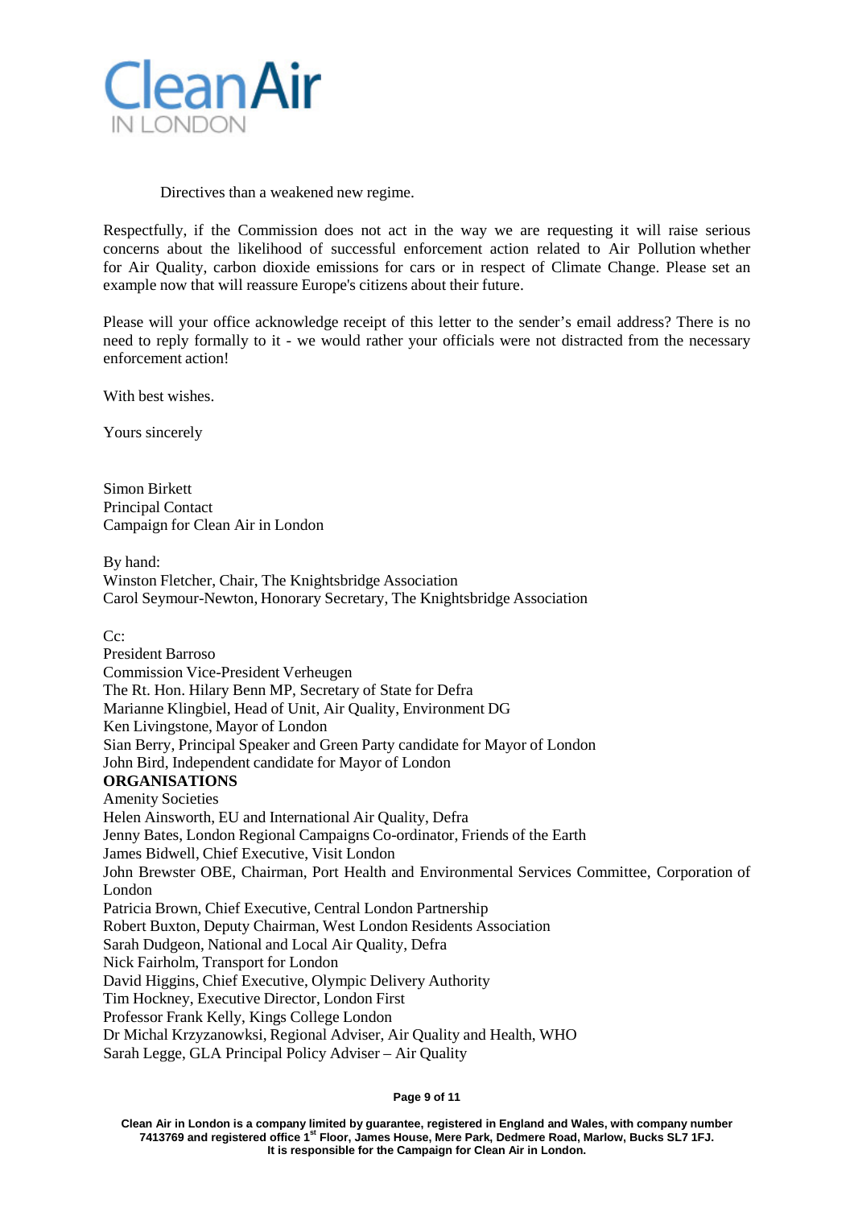Directives than a weakened new regime.

Respectfully, if the Commission does not act in the way we are requesting it will raise serious concerns about the likelihood of successful enforcement action related to Air Pollution whether for Air Quality, carbon dioxide emissions for cars or in respect of Climate Change. Please set an example now that will reassure Europe's citizens about their future.

Please will your office acknowledge receipt of this letter to the sender's email address? There is no need to reply formally to it - we would rather your officials were not distracted from the necessary enforcement action!

With best wishes.

Yours sincerely

Simon Birkett
Principal Contact
Campaign for Clean Air in London

By hand:
Winston Fletcher, Chair, The Knightsbridge Association
Carol Seymour-Newton, Honorary Secretary, The Knightsbridge Association

Cc:
President Barroso
Commission Vice-President Verheugen
The Rt. Hon. Hilary Benn MP, Secretary of State for Defra
Marianne Klingbiel, Head of Unit, Air Quality, Environment DG
Ken Livingstone, Mayor of London
Sian Berry, Principal Speaker and Green Party candidate for Mayor of London
John Bird, Independent candidate for Mayor of London

**ORGANISATIONS**

Amenity Societies
Helen Ainsworth, EU and International Air Quality, Defra
Jenny Bates, London Regional Campaigns Co-ordinator, Friends of the Earth
James Bidwell, Chief Executive, Visit London
John Brewster OBE, Chairman, Port Health and Environmental Services Committee, Corporation of London
Patricia Brown, Chief Executive, Central London Partnership
Robert Buxton, Deputy Chairman, West London Residents Association
Sarah Dudgeon, National and Local Air Quality, Defra
Nick Fairholm, Transport for London
David Higgins, Chief Executive, Olympic Delivery Authority
Tim Hockney, Executive Director, London First
Professor Frank Kelly, Kings College London
Dr Michal Krzyzanowksi, Regional Adviser, Air Quality and Health, WHO
Sarah Legge, GLA Principal Policy Adviser – Air Quality

Clean Air in London is a company limited by guarantee, registered in England and Wales, with company number 7413769 and registered office 1st Floor, James House, Mere Park, Dedmere Road, Marlow, Bucks SL7 1FJ. It is responsible for the Campaign for Clean Air in London.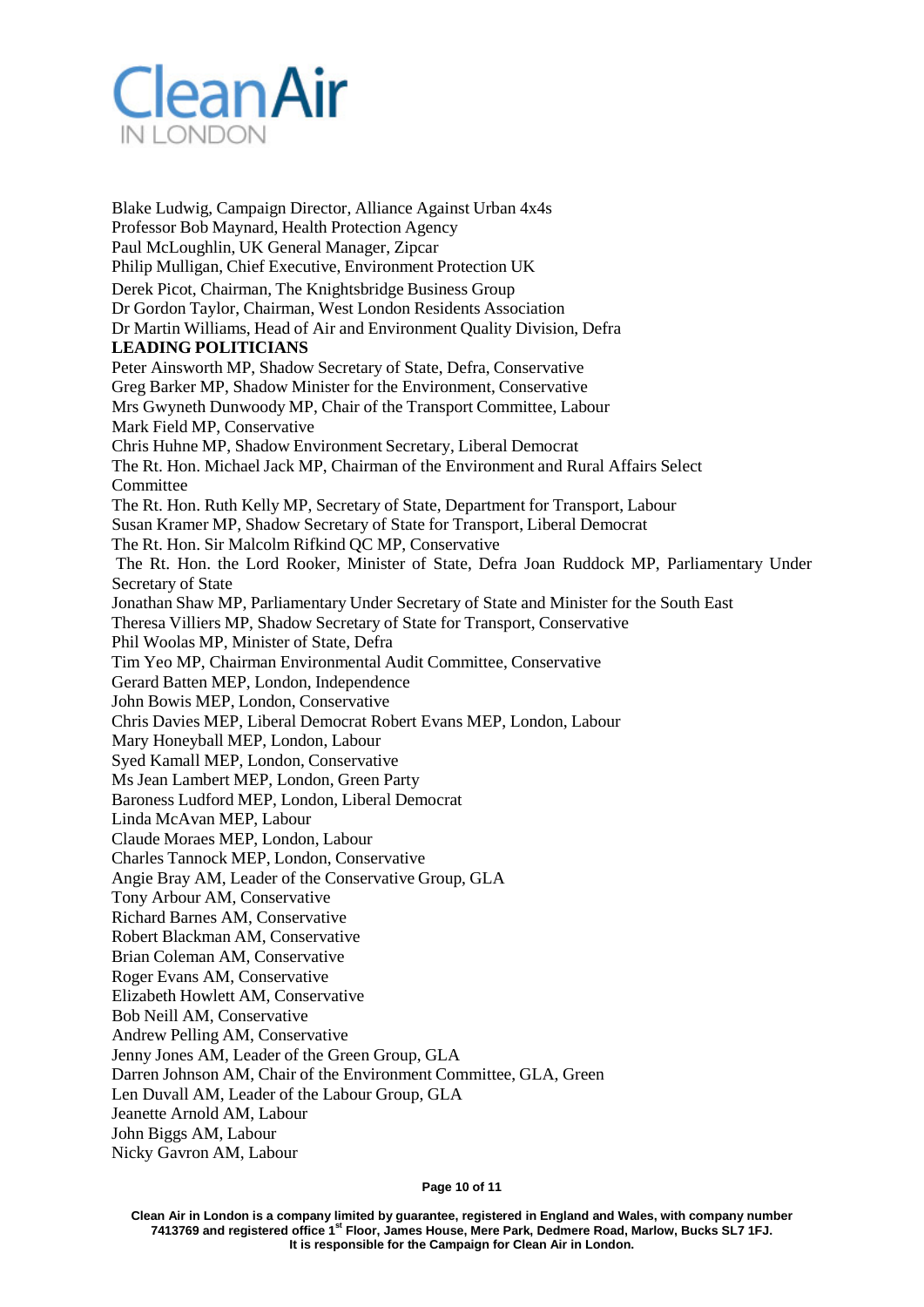Blake Ludwig, Campaign Director, Alliance Against Urban 4x4s
Professor Bob Maynard, Health Protection Agency
Paul McLoughlin, UK General Manager, Zipcar
Philip Mulligan, Chief Executive, Environment Protection UK
Derek Picot, Chairman, The Knightsbridge Business Group
Dr Gordon Taylor, Chairman, West London Residents Association
Dr Martin Williams, Head of Air and Environment Quality Division, Defra

**LEADING POLITICIANS**

Peter Ainsworth MP, Shadow Secretary of State, Defra, Conservative
Greg Barker MP, Shadow Minister for the Environment, Conservative
Mrs Gwyneth Dunwoody MP, Chair of the Transport Committee, Labour
Mark Field MP, Conservative
Chris Huhne MP, Shadow Environment Secretary, Liberal Democrat
The Rt. Hon. Michael Jack MP, Chairman of the Environment and Rural Affairs Select Committee
The Rt. Hon. Ruth Kelly MP, Secretary of State, Department for Transport, Labour
Susan Kramer MP, Shadow Secretary of State for Transport, Liberal Democrat
The Rt. Hon. Sir Malcolm Rifkind QC MP, Conservative
The Rt. Hon. the Lord Rooker, Minister of State, Defra Joan Ruddock MP, Parliamentary Under Secretary of State
Jonathan Shaw MP, Parliamentary Under Secretary of State and Minister for the South East
Theresa Villiers MP, Shadow Secretary of State for Transport, Conservative
Phil Woolas MP, Minister of State, Defra
Tim Yeo MP, Chairman Environmental Audit Committee, Conservative
Gerard Batten MEP, London, Independence
John Bowis MEP, London, Conservative
Chris Davies MEP, Liberal Democrat Robert Evans MEP, London, Labour
Mary Honeyball MEP, London, Labour
Syed Kamall MEP, London, Conservative
Ms Jean Lambert MEP, London, Green Party
Baroness Ludford MEP, London, Liberal Democrat
Linda McAvan MEP, Labour
Claude Moraes MEP, London, Labour
Charles Tannock MEP, London, Conservative
Angie Bray AM, Leader of the Conservative Group, GLA
Tony Arbour AM, Conservative
Richard Barnes AM, Conservative
Robert Blackman AM, Conservative
Brian Coleman AM, Conservative
Roger Evans AM, Conservative
Elizabeth Howlett AM, Conservative
Bob Neill AM, Conservative
Andrew Pelling AM, Conservative
Jenny Jones AM, Leader of the Green Group, GLA
Darren Johnson AM, Chair of the Environment Committee, GLA, Green
Len Duvall AM, Leader of the Labour Group, GLA
Jeanette Arnold AM, Labour
John Biggs AM, Labour
Nicky Gavron AM, Labour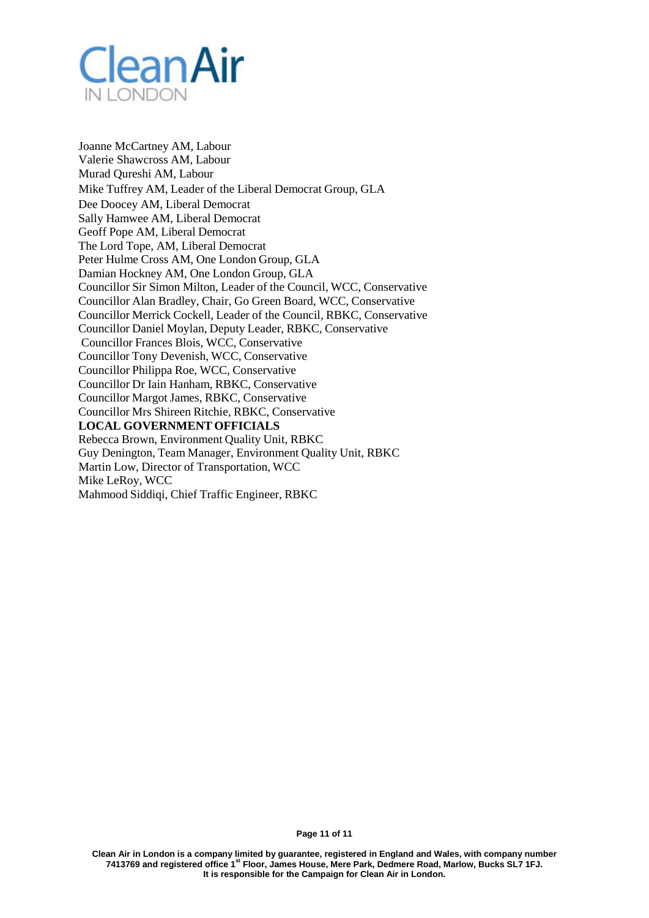Joanne McCartney AM, Labour
Valerie Shawcross AM, Labour
Murad Qureshi AM, Labour
Mike Tuffrey AM, Leader of the Liberal Democrat Group, GLA
Dee Doocey AM, Liberal Democrat
Sally Hamwee AM, Liberal Democrat
Geoff Pope AM, Liberal Democrat
The Lord Tope, AM, Liberal Democrat
Peter Hulme Cross AM, One London Group, GLA
Damian Hockney AM, One London Group, GLA
Councillor Sir Simon Milton, Leader of the Council, WCC, Conservative
Councillor Alan Bradley, Chair, Go Green Board, WCC, Conservative
Councillor Merrick Cockell, Leader of the Council, RBKC, Conservative
Councillor Daniel Moylan, Deputy Leader, RBKC, Conservative
Councillor Frances Blois, WCC, Conservative
Councillor Tony Devenish, WCC, Conservative
Councillor Philippa Roe, WCC, Conservative
Councillor Dr Iain Hanham, RBKC, Conservative
Councillor Margot James, RBKC, Conservative
Councillor Mrs Shireen Ritchie, RBKC, Conservative

**LOCAL GOVERNMENT OFFICIALS**

Rebecca Brown, Environment Quality Unit, RBKC
Guy Denington, Team Manager, Environment Quality Unit, RBKC
Martin Low, Director of Transportation, WCC
Mike LeRoy, WCC
Mahmood Siddiqi, Chief Traffic Engineer, RBKC